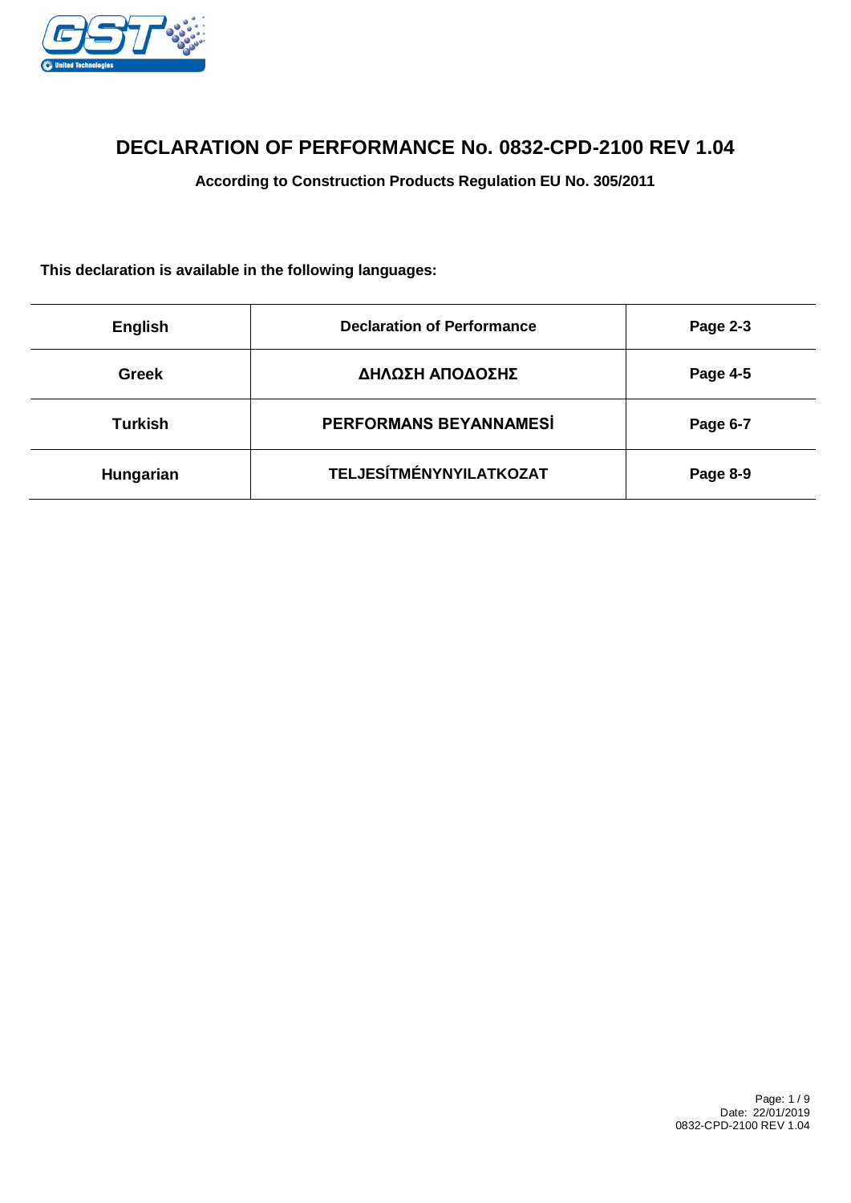# DECLARATION OF PERFORMANCE No. 0832-CPD-2100 REV 1.04

**According to Construction Products Regulation EU No. 305/2011**

**This declaration is available in the following languages:**

| | | |
|---|---|---|
| **English** | **Declaration of Performance** | **Page 2-3** |
| **Greek** | **ΔΗΛΩΣΗ ΑΠΟΔΟΣΗΣ** | **Page 4-5** |
| **Turkish** | **PERFORMANS BEYANNAMESİ** | **Page 6-7** |
| **Hungarian** | **TELJESÍTMÉNYNYILATKOZAT** | **Page 8-9** |

Date: 22/01/2019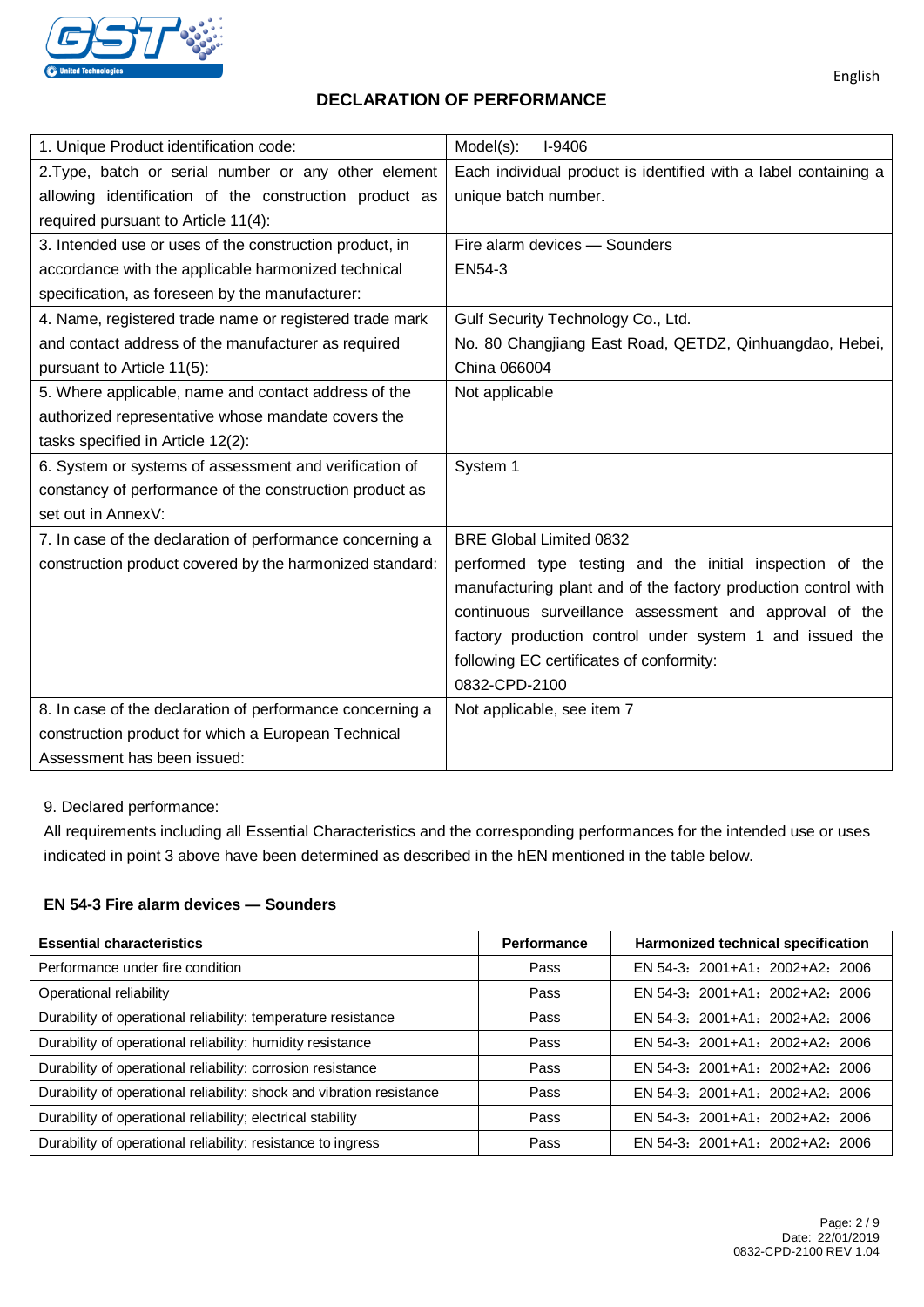English

# DECLARATION OF PERFORMANCE

| | |
|---|---|
| 1. Unique Product identification code: | Model(s): I-9406 |
| 2.Type, batch or serial number or any other element allowing identification of the construction product as required pursuant to Article 11(4): | Each individual product is identified with a label containing a unique batch number. |
| 3. Intended use or uses of the construction product, in accordance with the applicable harmonized technical specification, as foreseen by the manufacturer: | Fire alarm devices — Sounders<br>EN54-3 |
| 4. Name, registered trade name or registered trade mark and contact address of the manufacturer as required pursuant to Article 11(5): | Gulf Security Technology Co., Ltd.<br>No. 80 Changjiang East Road, QETDZ, Qinhuangdao, Hebei, China 066004 |
| 5. Where applicable, name and contact address of the authorized representative whose mandate covers the tasks specified in Article 12(2): | Not applicable |
| 6. System or systems of assessment and verification of constancy of performance of the construction product as set out in AnnexV: | System 1 |
| 7. In case of the declaration of performance concerning a construction product covered by the harmonized standard: | BRE Global Limited 0832<br>performed type testing and the initial inspection of the manufacturing plant and of the factory production control with continuous surveillance assessment and approval of the factory production control under system 1 and issued the following EC certificates of conformity:<br>0832-CPD-2100 |
| 8. In case of the declaration of performance concerning a construction product for which a European Technical Assessment has been issued: | Not applicable, see item 7 |

9. Declared performance:

All requirements including all Essential Characteristics and the corresponding performances for the intended use or uses indicated in point 3 above have been determined as described in the hEN mentioned in the table below.

**EN 54-3 Fire alarm devices — Sounders**

| Essential characteristics | Performance | Harmonized technical specification |
|---|---|---|
| Performance under fire condition | Pass | EN 54-3：2001+A1：2002+A2：2006 |
| Operational reliability | Pass | EN 54-3：2001+A1：2002+A2：2006 |
| Durability of operational reliability: temperature resistance | Pass | EN 54-3：2001+A1：2002+A2：2006 |
| Durability of operational reliability: humidity resistance | Pass | EN 54-3：2001+A1：2002+A2：2006 |
| Durability of operational reliability: corrosion resistance | Pass | EN 54-3：2001+A1：2002+A2：2006 |
| Durability of operational reliability: shock and vibration resistance | Pass | EN 54-3：2001+A1：2002+A2：2006 |
| Durability of operational reliability; electrical stability | Pass | EN 54-3：2001+A1：2002+A2：2006 |
| Durability of operational reliability: resistance to ingress | Pass | EN 54-3：2001+A1：2002+A2：2006 |

Date: 22/01/2019
0832-CPD-2100 REV 1.04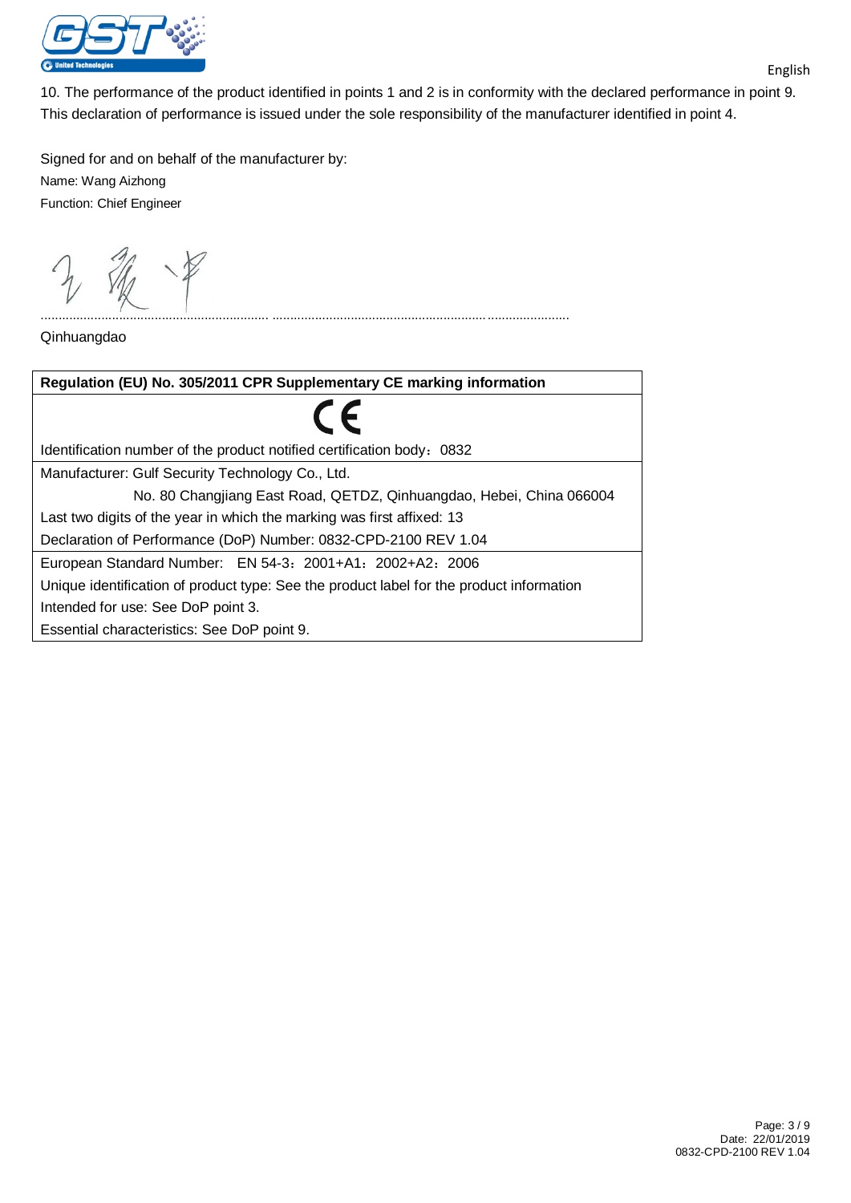10. The performance of the product identified in points 1 and 2 is in conformity with the declared performance in point 9. This declaration of performance is issued under the sole responsibility of the manufacturer identified in point 4.

Signed for and on behalf of the manufacturer by:

Name: Wang Aizhong

Function: Chief Engineer

................................................................ ........................................................................................

Qinhuangdao

| **Regulation (EU) No. 305/2011 CPR Supplementary CE marking information** |
|---|
| CE<br>Identification number of the product notified certification body：0832 |
| Manufacturer: Gulf Security Technology Co., Ltd.<br>No. 80 Changjiang East Road, QETDZ, Qinhuangdao, Hebei, China 066004<br>Last two digits of the year in which the marking was first affixed: 13<br>Declaration of Performance (DoP) Number: 0832-CPD-2100 REV 1.04 |
| European Standard Number: EN 54-3：2001+A1：2002+A2：2006<br>Unique identification of product type: See the product label for the product information<br>Intended for use: See DoP point 3.<br>Essential characteristics: See DoP point 9. |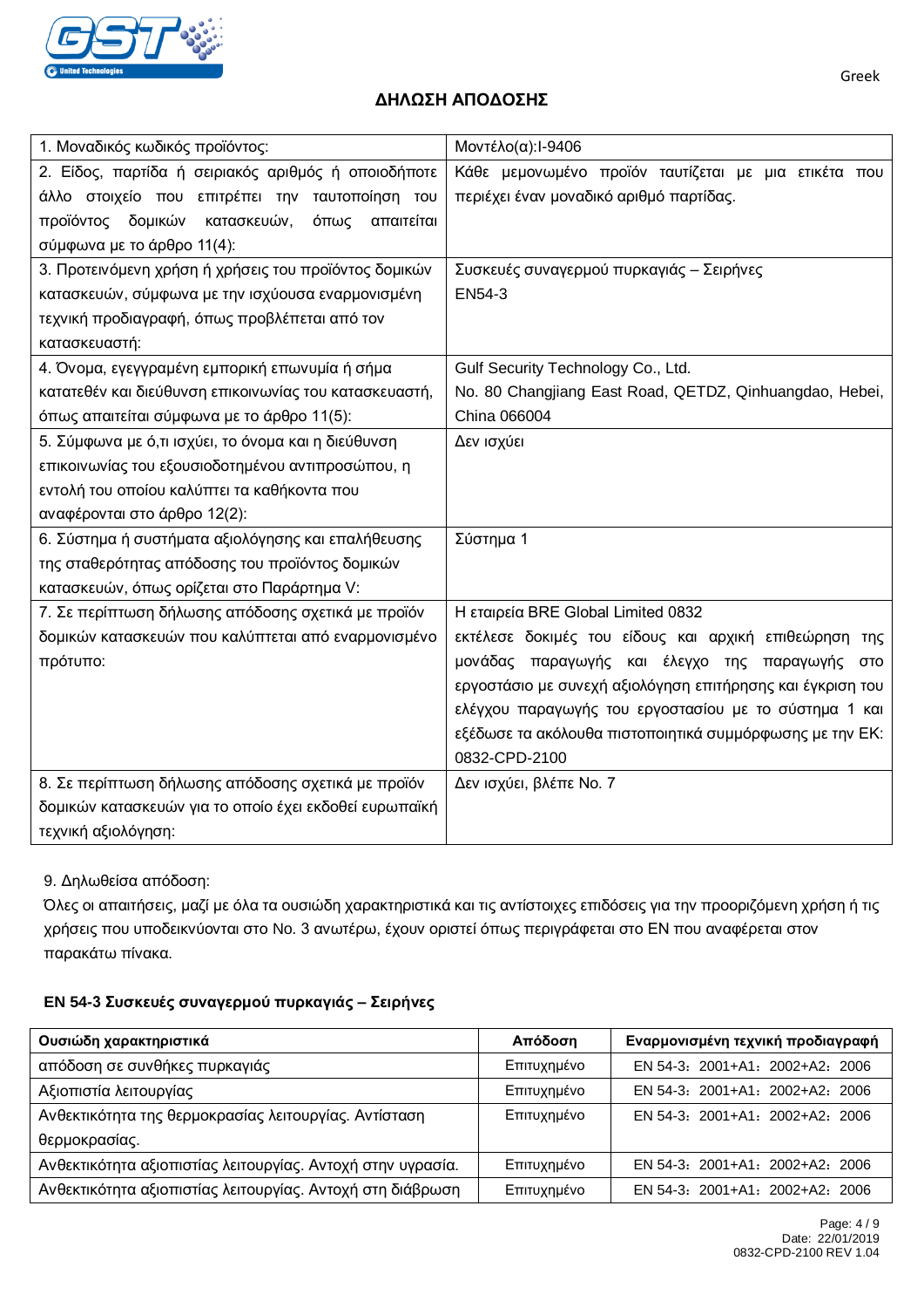Greek

# ΔΗΛΩΣΗ ΑΠΟΔΟΣΗΣ

| 1. Μοναδικός κωδικός προϊόντος: | Μοντέλο(α):I-9406 |
|---|---|
| 2. Είδος, παρτίδα ή σειριακός αριθμός ή οποιοδήποτε άλλο στοιχείο που επιτρέπει την ταυτοποίηση του προϊόντος δομικών κατασκευών, όπως απαιτείται σύμφωνα με το άρθρο 11(4): | Κάθε μεμονωμένο προϊόν ταυτίζεται με μια ετικέτα που περιέχει έναν μοναδικό αριθμό παρτίδας. |
| 3. Προτεινόμενη χρήση ή χρήσεις του προϊόντος δομικών κατασκευών, σύμφωνα με την ισχύουσα εναρμονισμένη τεχνική προδιαγραφή, όπως προβλέπεται από τον κατασκευαστή: | Συσκευές συναγερμού πυρκαγιάς – Σειρήνες EN54-3 |
| 4. Όνομα, εγεγγραμένη εμπορική επωνυμία ή σήμα κατατεθέν και διεύθυνση επικοινωνίας του κατασκευαστή, όπως απαιτείται σύμφωνα με το άρθρο 11(5): | Gulf Security Technology Co., Ltd. No. 80 Changjiang East Road, QETDZ, Qinhuangdao, Hebei, China 066004 |
| 5. Σύμφωνα με ό,τι ισχύει, το όνομα και η διεύθυνση επικοινωνίας του εξουσιοδοτημένου αντιπροσώπου, η εντολή του οποίου καλύπτει τα καθήκοντα που αναφέρονται στο άρθρο 12(2): | Δεν ισχύει |
| 6. Σύστημα ή συστήματα αξιολόγησης και επαλήθευσης της σταθερότητας απόδοσης του προϊόντος δομικών κατασκευών, όπως ορίζεται στο Παράρτημα V: | Σύστημα 1 |
| 7. Σε περίπτωση δήλωσης απόδοσης σχετικά με προϊόν δομικών κατασκευών που καλύπτεται από εναρμονισμένο πρότυπο: | Η εταιρεία BRE Global Limited 0832 εκτέλεσε δοκιμές του είδους και αρχική επιθεώρηση της μονάδας παραγωγής και έλεγχο της παραγωγής στο εργοστάσιο με συνεχή αξιολόγηση επιτήρησης και έγκριση του ελέγχου παραγωγής του εργοστασίου με το σύστημα 1 και εξέδωσε τα ακόλουθα πιστοποιητικά συμμόρφωσης με την ΕΚ: 0832-CPD-2100 |
| 8. Σε περίπτωση δήλωσης απόδοσης σχετικά με προϊόν δομικών κατασκευών για το οποίο έχει εκδοθεί ευρωπαϊκή τεχνική αξιολόγηση: | Δεν ισχύει, βλέπε No. 7 |

9. Δηλωθείσα απόδοση:

Όλες οι απαιτήσεις, μαζί με όλα τα ουσιώδη χαρακτηριστικά και τις αντίστοιχες επιδόσεις για την προοριζόμενη χρήση ή τις χρήσεις που υποδεικνύονται στο No. 3 ανωτέρω, έχουν οριστεί όπως περιγράφεται στο EN που αναφέρεται στον παρακάτω πίνακα.

**EN 54-3 Συσκευές συναγερμού πυρκαγιάς – Σειρήνες**

| Ουσιώδη χαρακτηριστικά | Απόδοση | Εναρμονισμένη τεχνική προδιαγραφή |
|---|---|---|
| απόδοση σε συνθήκες πυρκαγιάς | Επιτυχημένο | EN 54-3：2001+A1：2002+A2：2006 |
| Αξιοπιστία λειτουργίας | Επιτυχημένο | EN 54-3：2001+A1：2002+A2：2006 |
| Ανθεκτικότητα της θερμοκρασίας λειτουργίας. Αντίσταση θερμοκρασίας. | Επιτυχημένο | EN 54-3：2001+A1：2002+A2：2006 |
| Ανθεκτικότητα αξιοπιστίας λειτουργίας. Αντοχή στην υγρασία. | Επιτυχημένο | EN 54-3：2001+A1：2002+A2：2006 |
| Ανθεκτικότητα αξιοπιστίας λειτουργίας. Αντοχή στη διάβρωση | Επιτυχημένο | EN 54-3：2001+A1：2002+A2：2006 |

Date: 22/01/2019
0832-CPD-2100 REV 1.04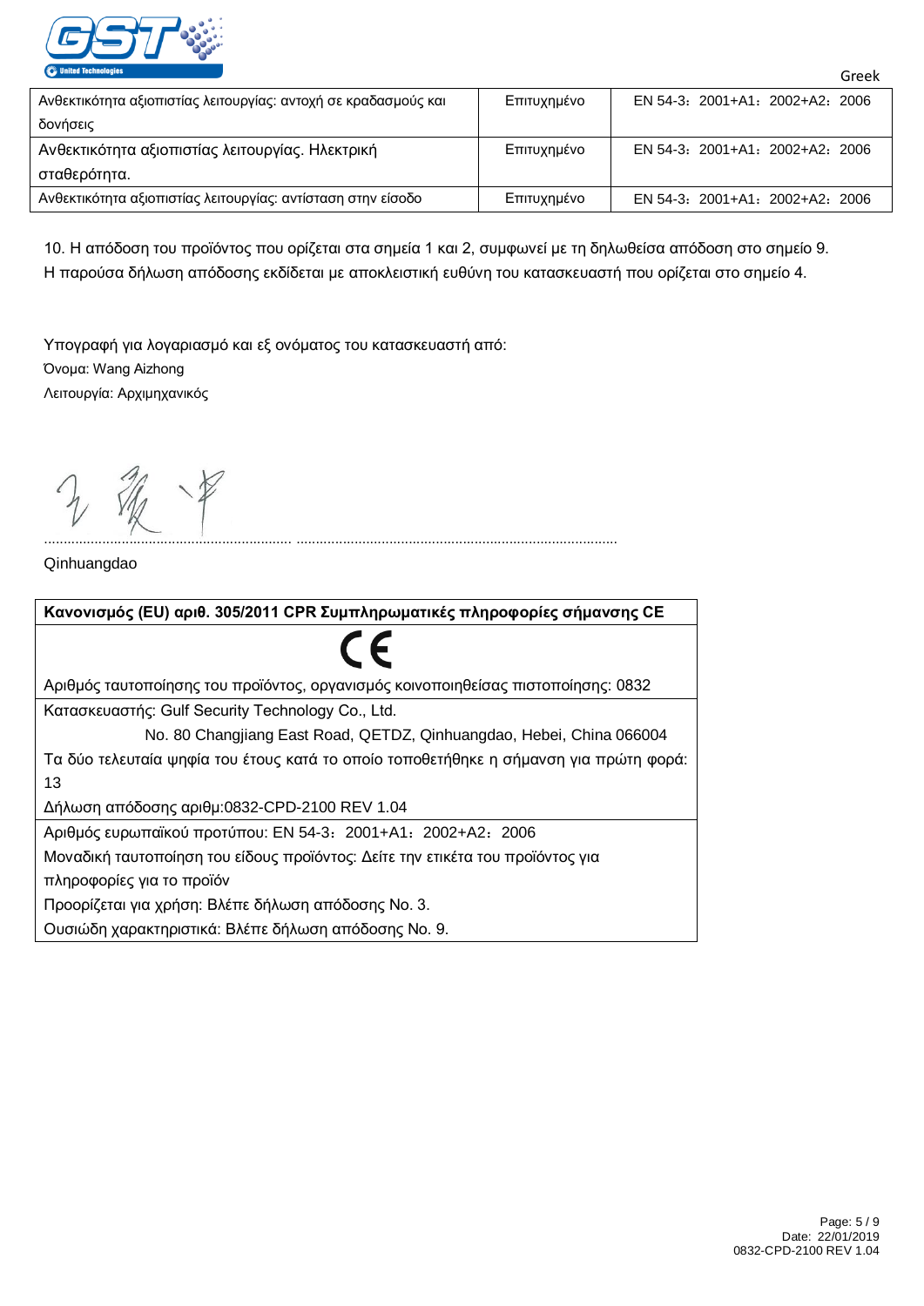| Ανθεκτικότητα αξιοπιστίας λειτουργίας: αντοχή σε κραδασμούς και δονήσεις | Επιτυχημένο | EN 54-3：2001+A1：2002+A2：2006 |
|---|---|---|
| Ανθεκτικότητα αξιοπιστίας λειτουργίας. Ηλεκτρική σταθερότητα. | Επιτυχημένο | EN 54-3：2001+A1：2002+A2：2006 |
| Ανθεκτικότητα αξιοπιστίας λειτουργίας: αντίσταση στην είσοδο | Επιτυχημένο | EN 54-3：2001+A1：2002+A2：2006 |

10. Η απόδοση του προϊόντος που ορίζεται στα σημεία 1 και 2, συμφωνεί με τη δηλωθείσα απόδοση στο σημείο 9. Η παρούσα δήλωση απόδοσης εκδίδεται με αποκλειστική ευθύνη του κατασκευαστή που ορίζεται στο σημείο 4.

Υπογραφή για λογαριασμό και εξ ονόματος του κατασκευαστή από:
Όνομα: Wang Aizhong
Λειτουργία: Αρχιμηχανικός

........................................................... ...................................................................................
Qinhuangdao

| Κανονισμός (EU) αριθ. 305/2011 CPR Συμπληρωματικές πληροφορίες σήμανσης CE |
|---|
| CE<br>Αριθμός ταυτοποίησης του προϊόντος, οργανισμός κοινοποιηθείσας πιστοποίησης: 0832 |
| Κατασκευαστής: Gulf Security Technology Co., Ltd.<br>No. 80 Changjiang East Road, QETDZ, Qinhuangdao, Hebei, China 066004<br>Τα δύο τελευταία ψηφία του έτους κατά το οποίο τοποθετήθηκε η σήμανση για πρώτη φορά: 13<br>Δήλωση απόδοσης αριθμ:0832-CPD-2100 REV 1.04 |
| Αριθμός ευρωπαϊκού προτύπου: EN 54-3：2001+A1：2002+A2：2006<br>Μοναδική ταυτοποίηση του είδους προϊόντος: Δείτε την ετικέτα του προϊόντος για πληροφορίες για το προϊόν<br>Προορίζεται για χρήση: Βλέπε δήλωση απόδοσης No. 3.<br>Ουσιώδη χαρακτηριστικά: Βλέπε δήλωση απόδοσης No. 9. |

Date: 22/01/2019
0832-CPD-2100 REV 1.04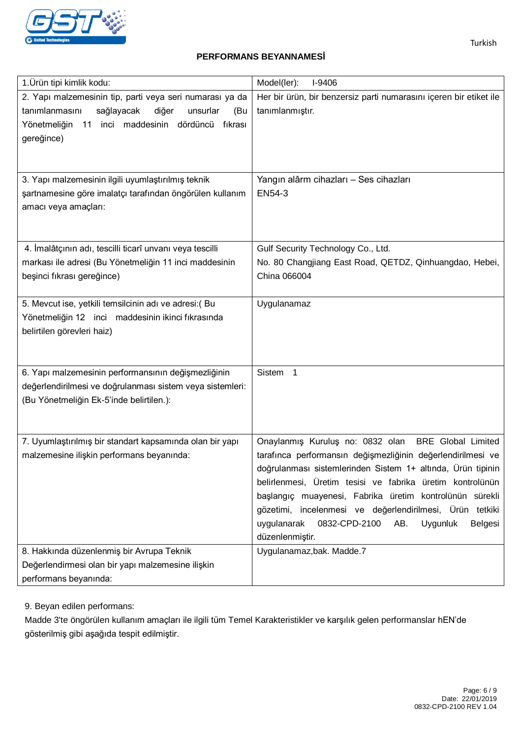Turkish

## PERFORMANS BEYANNAMESİ

| 1.Ürün tipi kimlik kodu: | Model(ler): I-9406 |
|---|---|
| 2. Yapı malzemesinin tip, parti veya seri numarası ya da tanımlanmasını sağlayacak diğer unsurlar (Bu Yönetmeliğin 11 inci maddesinin dördüncü fıkrası gereğince) | Her bir ürün, bir benzersiz parti numarasını içeren bir etiket ile tanımlanmıştır. |
| 3. Yapı malzemesinin ilgili uyumlaştırılmış teknik şartnamesine göre imalatçı tarafından öngörülen kullanım amacı veya amaçları: | Yangın alârm cihazları – Ses cihazları<br>EN54-3 |
| 4. İmalâtçının adı, tescilli ticarî unvanı veya tescilli markası ile adresi (Bu Yönetmeliğin 11 inci maddesinin beşinci fıkrası gereğince) | Gulf Security Technology Co., Ltd.<br>No. 80 Changjiang East Road, QETDZ, Qinhuangdao, Hebei, China 066004 |
| 5. Mevcut ise, yetkili temsilcinin adı ve adresi:( Bu Yönetmeliğin 12 inci maddesinin ikinci fıkrasında belirtilen görevleri haiz) | Uygulanamaz |
| 6. Yapı malzemesinin performansının değişmezliğinin değerlendirilmesi ve doğrulanması sistem veya sistemleri: (Bu Yönetmeliğin Ek-5'inde belirtilen.): | Sistem 1 |
| 7. Uyumlaştırılmış bir standart kapsamında olan bir yapı malzemesine ilişkin performans beyanında: | Onaylanmış Kuruluş no: 0832 olan BRE Global Limited tarafınca performansın değişmezliğinin değerlendirilmesi ve doğrulanması sistemlerinden Sistem 1+ altında, Ürün tipinin belirlenmesi, Üretim tesisi ve fabrika üretim kontrolünün başlangıç muayenesi, Fabrika üretim kontrolünün sürekli gözetimi, incelenmesi ve değerlendirilmesi, Ürün tetkiki uygulanarak 0832-CPD-2100 AB. Uygunluk Belgesi düzenlenmiştir. |
| 8. Hakkında düzenlenmiş bir Avrupa Teknik Değerlendirmesi olan bir yapı malzemesine ilişkin performans beyanında: | Uygulanamaz,bak. Madde.7 |

9. Beyan edilen performans:
Madde 3'te öngörülen kullanım amaçları ile ilgili tüm Temel Karakteristikler ve karşılık gelen performanslar hEN'de gösterilmiş gibi aşağıda tespit edilmiştir.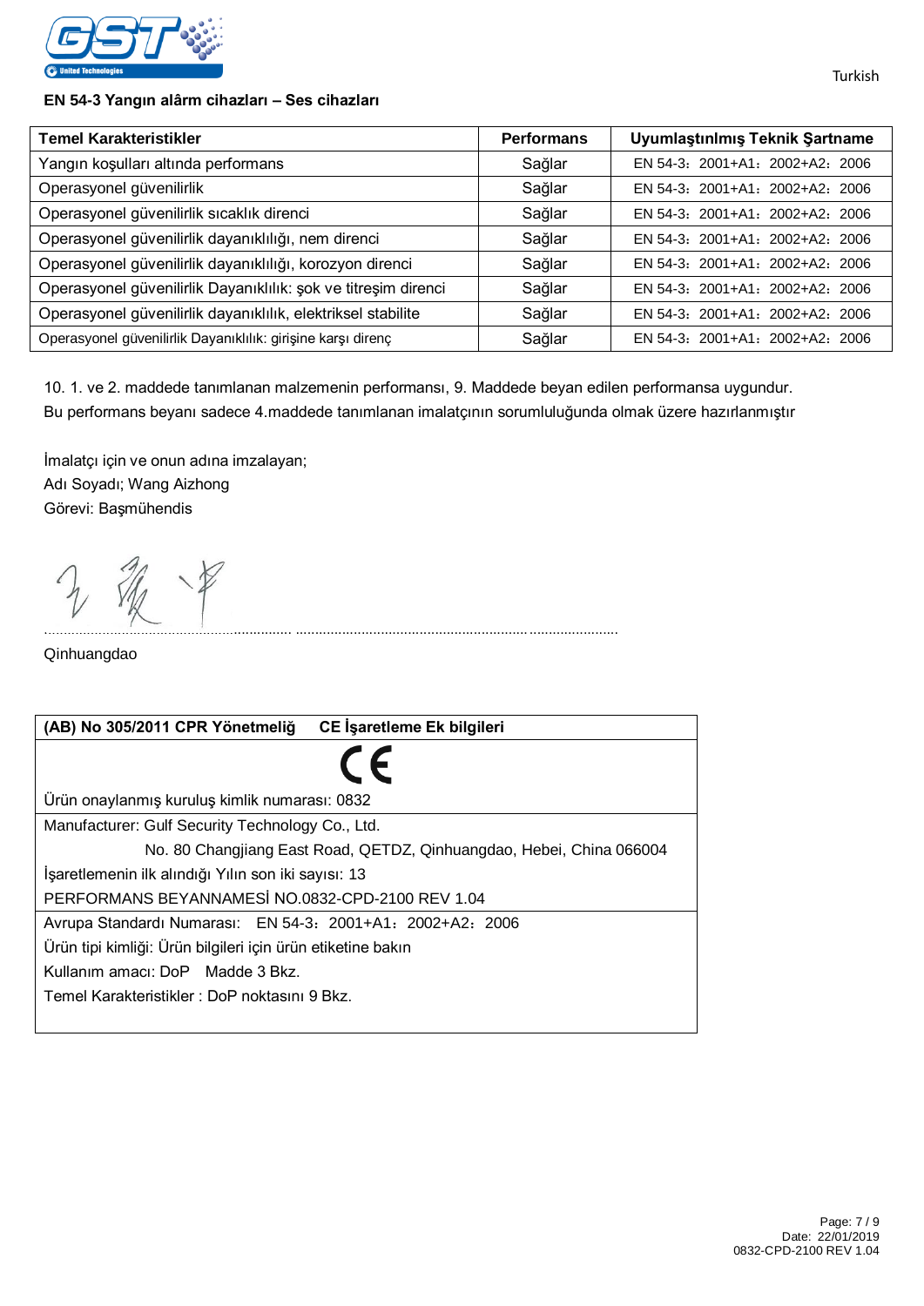**EN 54-3 Yangın alârm cihazları – Ses cihazları**

| Temel Karakteristikler | Performans | Uyumlaştınlmış Teknik Şartname |
|---|---|---|
| Yangın koşulları altında performans | Sağlar | EN 54-3：2001+A1：2002+A2：2006 |
| Operasyonel güvenilirlik | Sağlar | EN 54-3：2001+A1：2002+A2：2006 |
| Operasyonel güvenilirlik sıcaklık direnci | Sağlar | EN 54-3：2001+A1：2002+A2：2006 |
| Operasyonel güvenilirlik dayanıklılığı, nem direnci | Sağlar | EN 54-3：2001+A1：2002+A2：2006 |
| Operasyonel güvenilirlik dayanıklılığı, korozyon direnci | Sağlar | EN 54-3：2001+A1：2002+A2：2006 |
| Operasyonel güvenilirlik Dayanıklılık: şok ve titreşim direnci | Sağlar | EN 54-3：2001+A1：2002+A2：2006 |
| Operasyonel güvenilirlik dayanıklılık, elektriksel stabilite | Sağlar | EN 54-3：2001+A1：2002+A2：2006 |
| Operasyonel güvenilirlik Dayanıklılık: girişine karşı direnç | Sağlar | EN 54-3：2001+A1：2002+A2：2006 |

10. 1. ve 2. maddede tanımlanan malzemenin performansı, 9. Maddede beyan edilen performansa uygundur.
Bu performans beyanı sadece 4.maddede tanımlanan imalatçının sorumluluğunda olmak üzere hazırlanmıştır

İmalatçı için ve onun adına imzalayan;
Adı Soyadı; Wang Aizhong
Görevi: Başmühendis

Qinhuangdao

| (AB) No 305/2011 CPR Yönetmeliğ     CE İşaretleme Ek bilgileri |
|---|
| CE<br>Ürün onaylanmış kuruluş kimlik numarası: 0832 |
| Manufacturer: Gulf Security Technology Co., Ltd.<br>No. 80 Changjiang East Road, QETDZ, Qinhuangdao, Hebei, China 066004<br>İşaretlemenin ilk alındığı Yılın son iki sayısı: 13<br>PERFORMANS BEYANNAMESİ NO.0832-CPD-2100 REV 1.04 |
| Avrupa Standardı Numarası:   EN 54-3：2001+A1：2002+A2：2006<br>Ürün tipi kimliği: Ürün bilgileri için ürün etiketine bakın<br>Kullanım amacı: DoP   Madde 3 Bkz.<br>Temel Karakteristikler : DoP noktasını 9 Bkz. |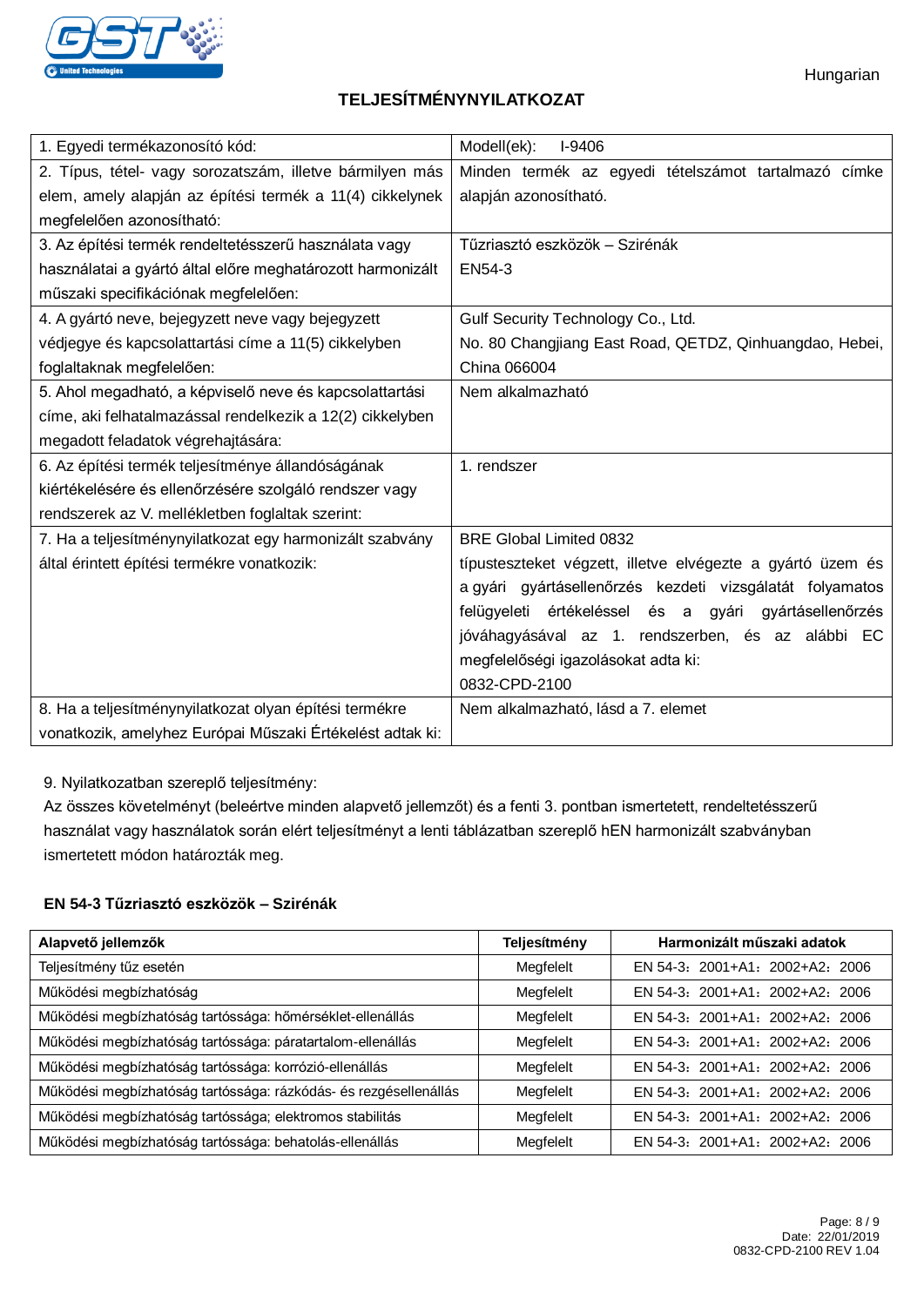Hungarian

# TELJESÍTMÉNYNYILATKOZAT

| | |
|---|---|
| 1. Egyedi termékazonosító kód: | Modell(ek): I-9406 |
| 2. Típus, tétel- vagy sorozatszám, illetve bármilyen más elem, amely alapján az építési termék a 11(4) cikkelynek megfelelően azonosítható: | Minden termék az egyedi tételszámot tartalmazó címke alapján azonosítható. |
| 3. Az építési termék rendeltetésszerű használata vagy használatai a gyártó által előre meghatározott harmonizált műszaki specifikációnak megfelelően: | Tűzriasztó eszközök – Szirénák<br>EN54-3 |
| 4. A gyártó neve, bejegyzett neve vagy bejegyzett védjegye és kapcsolattartási címe a 11(5) cikkelyben foglaltaknak megfelelően: | Gulf Security Technology Co., Ltd.<br>No. 80 Changjiang East Road, QETDZ, Qinhuangdao, Hebei, China 066004 |
| 5. Ahol megadható, a képviselő neve és kapcsolattartási címe, aki felhatalmazással rendelkezik a 12(2) cikkelyben megadott feladatok végrehajtására: | Nem alkalmazható |
| 6. Az építési termék teljesítménye állandóságának kiértékelésére és ellenőrzésére szolgáló rendszer vagy rendszerek az V. mellékletben foglaltak szerint: | 1. rendszer |
| 7. Ha a teljesítménynyilatkozat egy harmonizált szabvány által érintett építési termékre vonatkozik: | BRE Global Limited 0832<br>típusteszteket végzett, illetve elvégezte a gyártó üzem és a gyári gyártásellenőrzés kezdeti vizsgálatát folyamatos felügyeleti értékeléssel és a gyári gyártásellenőrzés jóváhagyásával az 1. rendszerben, és az alábbi EC megfelelőségi igazolásokat adta ki:<br>0832-CPD-2100 |
| 8. Ha a teljesítménynyilatkozat olyan építési termékre vonatkozik, amelyhez Európai Műszaki Értékelést adtak ki: | Nem alkalmazható, lásd a 7. elemet |

9. Nyilatkozatban szereplő teljesítmény:
Az összes követelményt (beleértve minden alapvető jellemzőt) és a fenti 3. pontban ismertetett, rendeltetésszerű használat vagy használatok során elért teljesítményt a lenti táblázatban szereplő hEN harmonizált szabványban ismertetett módon határozták meg.

**EN 54-3 Tűzriasztó eszközök – Szirénák**

| Alapvető jellemzők | Teljesítmény | Harmonizált műszaki adatok |
|---|---|---|
| Teljesítmény tűz esetén | Megfelelt | EN 54-3：2001+A1：2002+A2：2006 |
| Működési megbízhatóság | Megfelelt | EN 54-3：2001+A1：2002+A2：2006 |
| Működési megbízhatóság tartóssága: hőmérséklet-ellenállás | Megfelelt | EN 54-3：2001+A1：2002+A2：2006 |
| Működési megbízhatóság tartóssága: páratartalom-ellenállás | Megfelelt | EN 54-3：2001+A1：2002+A2：2006 |
| Működési megbízhatóság tartóssága: korrózió-ellenállás | Megfelelt | EN 54-3：2001+A1：2002+A2：2006 |
| Működési megbízhatóság tartóssága: rázkódás- és rezgésellenállás | Megfelelt | EN 54-3：2001+A1：2002+A2：2006 |
| Működési megbízhatóság tartóssága; elektromos stabilitás | Megfelelt | EN 54-3：2001+A1：2002+A2：2006 |
| Működési megbízhatóság tartóssága: behatolás-ellenállás | Megfelelt | EN 54-3：2001+A1：2002+A2：2006 |

Date: 22/01/2019
0832-CPD-2100 REV 1.04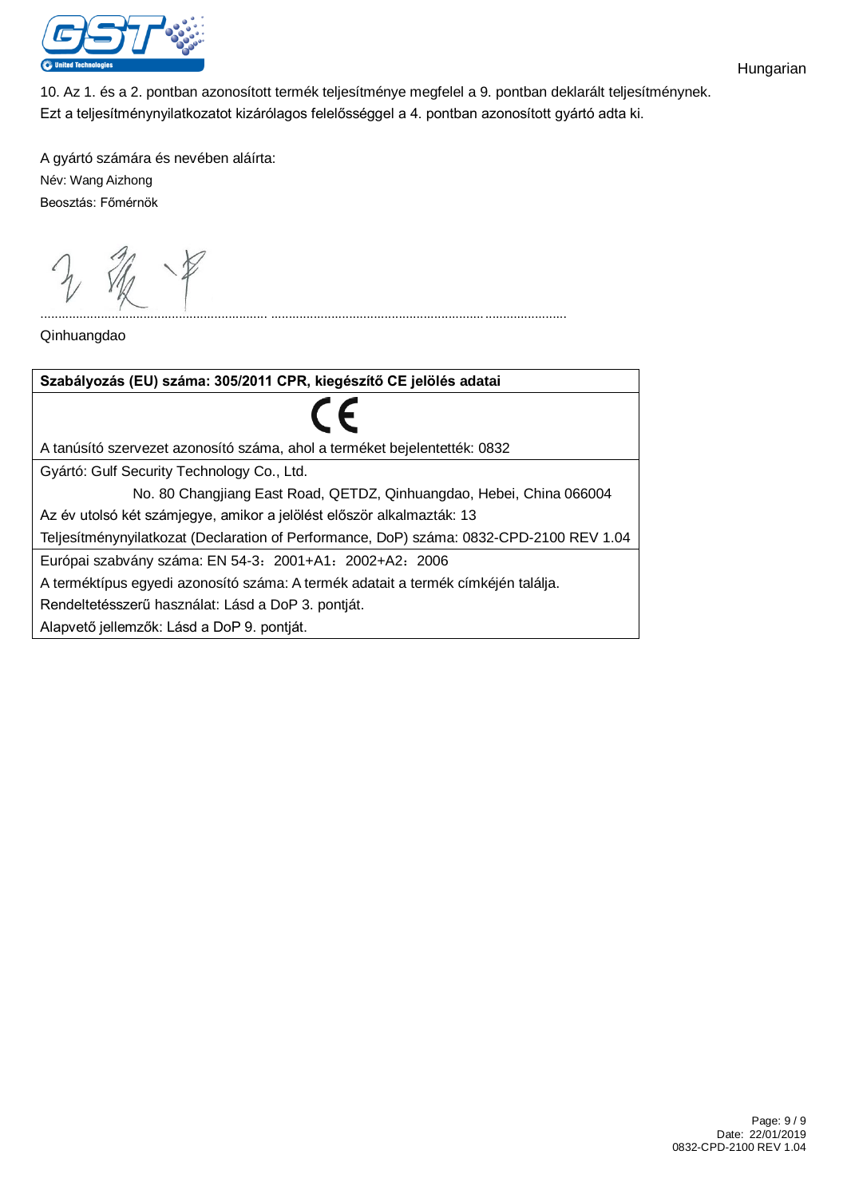10. Az 1. és a 2. pontban azonosított termék teljesítménye megfelel a 9. pontban deklarált teljesítménynek. Ezt a teljesítménynyilatkozatot kizárólagos felelősséggel a 4. pontban azonosított gyártó adta ki.

A gyártó számára és nevében aláírta:
Név: Wang Aizhong
Beosztás: Főmérnök

.............................................................. ...............................................................................

Qinhuangdao

| **Szabályozás (EU) száma: 305/2011 CPR, kiegészítő CE jelölés adatai** |
|---|
| CE<br>A tanúsító szervezet azonosító száma, ahol a terméket bejelentették: 0832 |
| Gyártó: Gulf Security Technology Co., Ltd.<br>No. 80 Changjiang East Road, QETDZ, Qinhuangdao, Hebei, China 066004<br>Az év utolsó két számjegye, amikor a jelölést először alkalmazták: 13<br>Teljesítménynyilatkozat (Declaration of Performance, DoP) száma: 0832-CPD-2100 REV 1.04 |
| Európai szabvány száma: EN 54-3：2001+A1：2002+A2：2006<br>A terméktípus egyedi azonosító száma: A termék adatait a termék címkéjén találja.<br>Rendeltetésszerű használat: Lásd a DoP 3. pontját.<br>Alapvető jellemzők: Lásd a DoP 9. pontját. |